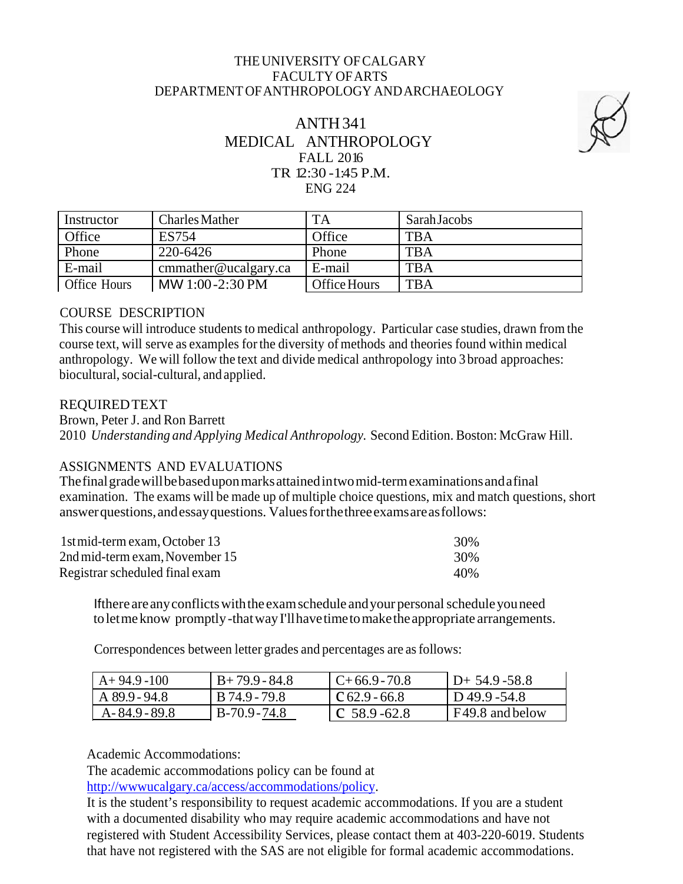THE UNIVERSITY OF CALGARY
FACULTY OF ARTS
DEPARTMENT OF ANTHROPOLOGY AND ARCHAEOLOGY

# ANTH 341
# MEDICAL ANTHROPOLOGY

FALL 2016
TR 12:30 - 1:45 P.M.
ENG 224

| Instructor | Charles Mather | TA | Sarah Jacobs |
|---|---|---|---|
| Office | ES754 | Office | TBA |
| Phone | 220-6426 | Phone | TBA |
| E-mail | cmmather@ucalgary.ca | E-mail | TBA |
| Office Hours | MW 1:00 - 2:30 PM | Office Hours | TBA |

## COURSE DESCRIPTION

This course will introduce students to medical anthropology. Particular case studies, drawn from the course text, will serve as examples for the diversity of methods and theories found within medical anthropology. We will follow the text and divide medical anthropology into 3 broad approaches: biocultural, social-cultural, and applied.

## REQUIRED TEXT

Brown, Peter J. and Ron Barrett
2010 *Understanding and Applying Medical Anthropology.* Second Edition. Boston: McGraw Hill.

## ASSIGNMENTS AND EVALUATIONS

The final grade will be based upon marks attained in two mid-term examinations and a final examination. The exams will be made up of multiple choice questions, mix and match questions, short answer questions, and essay questions. Values for the three exams are as follows:

| | |
|---|---|
| 1st mid-term exam, October 13 | 30% |
| 2nd mid-term exam, November 15 | 30% |
| Registrar scheduled final exam | 40% |

If there are any conflicts with the exam schedule and your personal schedule you need to let me know promptly - that way I'll have time to make the appropriate arrangements.

Correspondences between letter grades and percentages are as follows:

| | | | |
|---|---|---|---|
| A+ 94.9 - 100 | B+ 79.9 - 84.8 | C+ 66.9 - 70.8 | D+ 54.9 - 58.8 |
| A 89.9 - 94.8 | B 74.9 - 79.8 | C 62.9 - 66.8 | D 49.9 - 54.8 |
| A- 84.9 - 89.8 | B- 70.9 - 74.8 | C 58.9 - 62.8 | F 49.8 and below |

Academic Accommodations:
The academic accommodations policy can be found at http://wwwucalgary.ca/access/accommodations/policy.
It is the student's responsibility to request academic accommodations. If you are a student with a documented disability who may require academic accommodations and have not registered with Student Accessibility Services, please contact them at 403-220-6019. Students that have not registered with the SAS are not eligible for formal academic accommodations.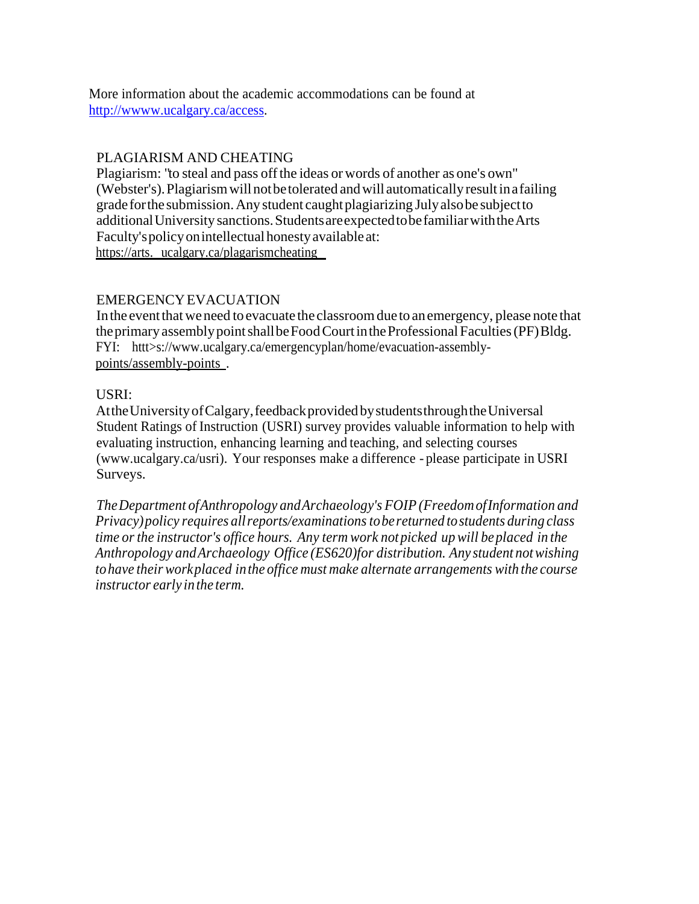More information about the academic accommodations can be found at http://wwww.ucalgary.ca/access.

PLAGIARISM AND CHEATING

Plagiarism: "to steal and pass off the ideas or words of another as one's own" (Webster's). Plagiarism will not be tolerated and will automatically result in a failing grade for the submission. Any student caught plagiarizing July also be subject to additional University sanctions. Students are expected to be familiar with the Arts Faculty's policy on intellectual honesty available at: https://arts. ucalgary.ca/plagarismcheating

EMERGENCY EVACUATION

In the event that we need to evacuate the classroom due to an emergency, please note that the primary assembly point shall be Food Court in the Professional Faculties (PF) Bldg. FYI: httt>s://www.ucalgary.ca/emergencyplan/home/evacuation-assembly-points/assembly-points .

USRI:

At the University of Calgary, feedback provided by students through the Universal Student Ratings of Instruction (USRI) survey provides valuable information to help with evaluating instruction, enhancing learning and teaching, and selecting courses (www.ucalgary.ca/usri). Your responses make a difference - please participate in USRI Surveys.

*The Department of Anthropology and Archaeology's FOIP (Freedom of Information and Privacy) policy requires all reports/examinations to be returned to students during class time or the instructor's office hours. Any term work not picked up will be placed in the Anthropology and Archaeology Office (ES620) for distribution. Any student not wishing to have their work placed in the office must make alternate arrangements with the course instructor early in the term.*